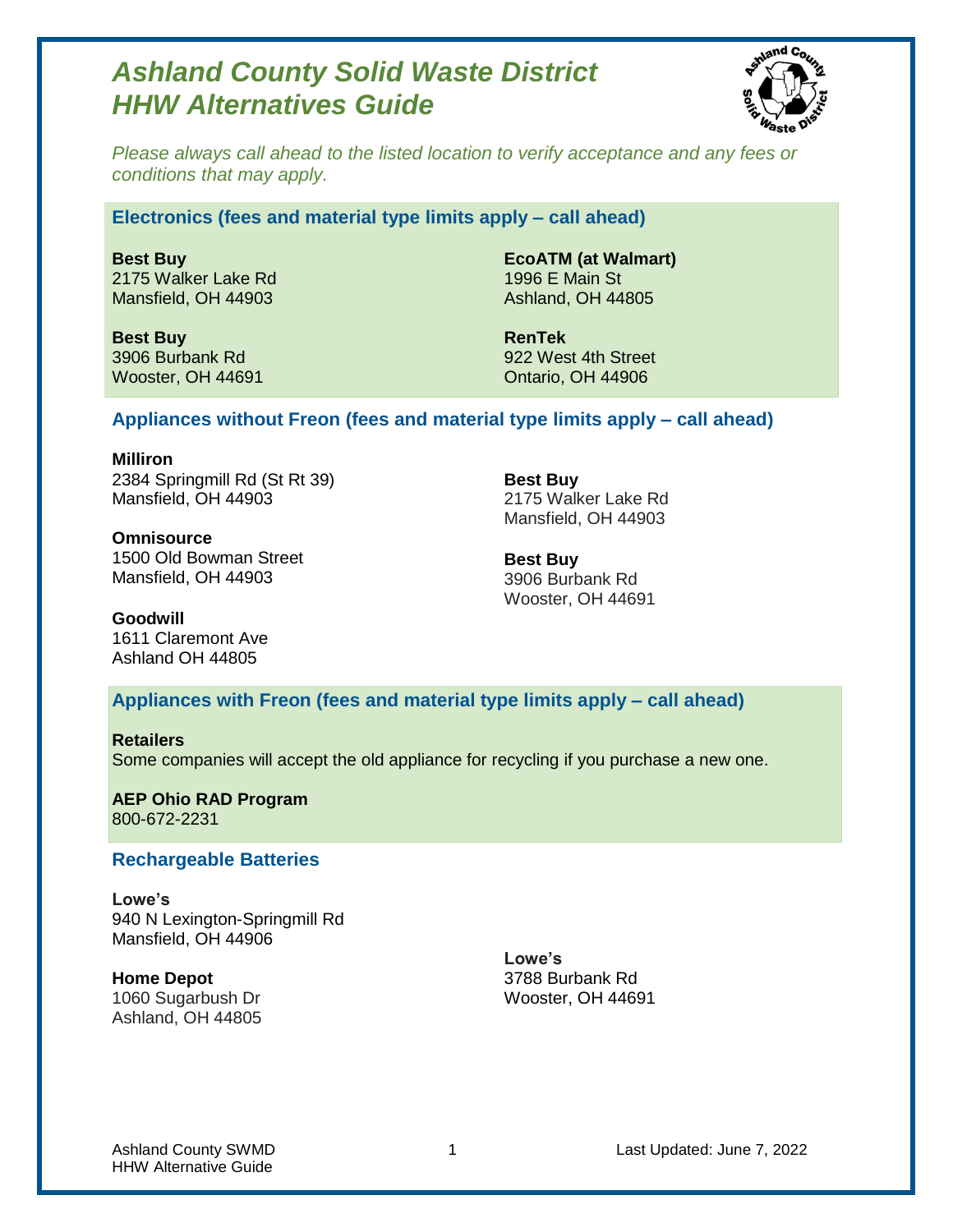# Ashland County Solid Waste District
# HHW Alternatives Guide

*Please always call ahead to the listed location to verify acceptance and any fees or conditions that may apply.*

## Electronics (fees and material type limits apply – call ahead)

**Best Buy**
2175 Walker Lake Rd
Mansfield, OH 44903

**Best Buy**
3906 Burbank Rd
Wooster, OH 44691

**EcoATM (at Walmart)**
1996 E Main St
Ashland, OH 44805

**RenTek**
922 West 4th Street
Ontario, OH 44906

## Appliances without Freon (fees and material type limits apply – call ahead)

**Milliron**
2384 Springmill Rd (St Rt 39)
Mansfield, OH 44903

**Omnisource**
1500 Old Bowman Street
Mansfield, OH 44903

**Goodwill**
1611 Claremont Ave
Ashland OH 44805

**Best Buy**
2175 Walker Lake Rd
Mansfield, OH 44903

**Best Buy**
3906 Burbank Rd
Wooster, OH 44691

## Appliances with Freon (fees and material type limits apply – call ahead)

**Retailers**
Some companies will accept the old appliance for recycling if you purchase a new one.

**AEP Ohio RAD Program**
800-672-2231

## Rechargeable Batteries

**Lowe's**
940 N Lexington-Springmill Rd
Mansfield, OH 44906

**Home Depot**
1060 Sugarbush Dr
Ashland, OH 44805

**Lowe's**
3788 Burbank Rd
Wooster, OH 44691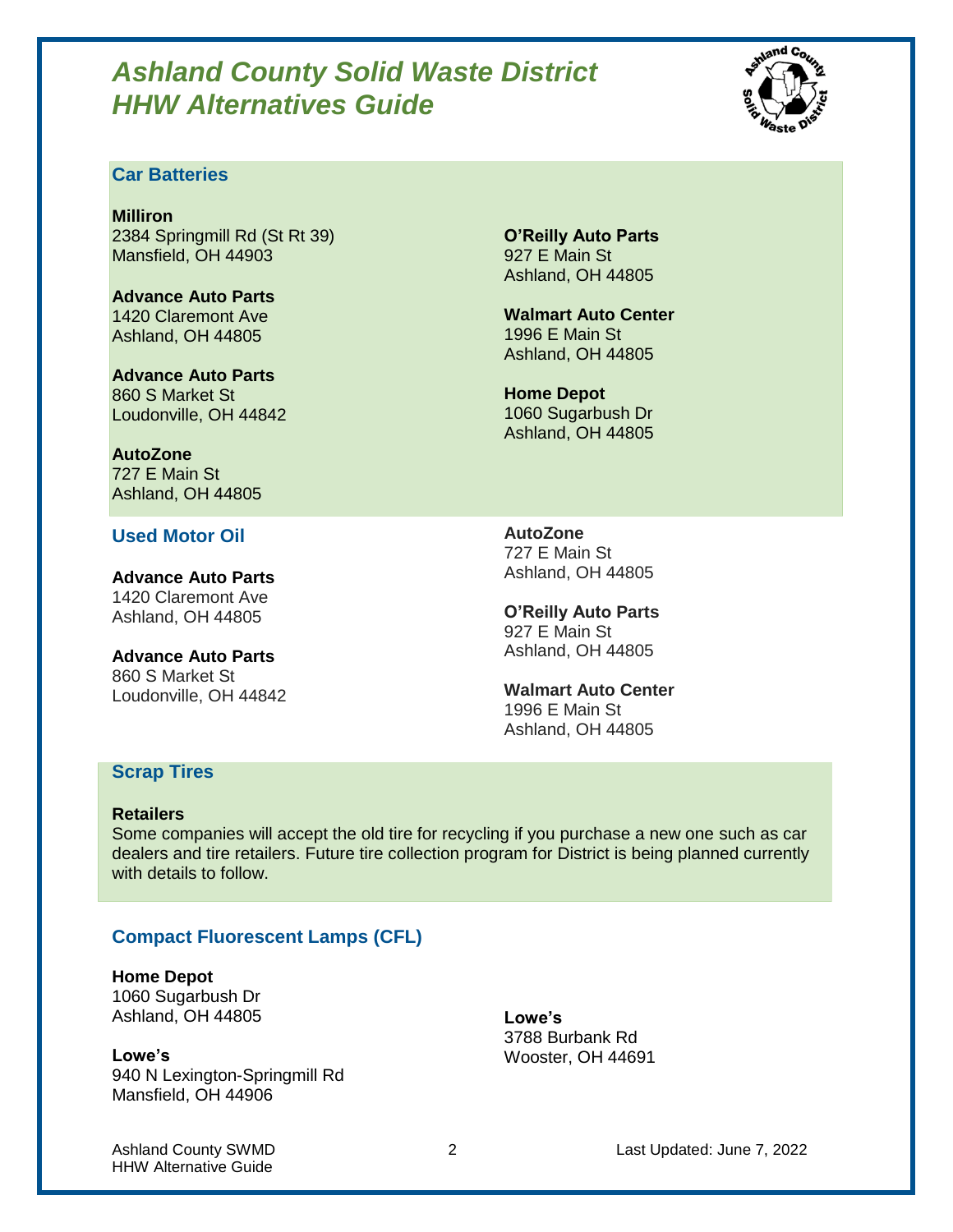# Ashland County Solid Waste District HHW Alternatives Guide

## Car Batteries

**Milliron**
2384 Springmill Rd (St Rt 39)
Mansfield, OH 44903

**Advance Auto Parts**
1420 Claremont Ave
Ashland, OH 44805

**Advance Auto Parts**
860 S Market St
Loudonville, OH 44842

**AutoZone**
727 E Main St
Ashland, OH 44805

**O'Reilly Auto Parts**
927 E Main St
Ashland, OH 44805

**Walmart Auto Center**
1996 E Main St
Ashland, OH 44805

**Home Depot**
1060 Sugarbush Dr
Ashland, OH 44805

## Used Motor Oil

**Advance Auto Parts**
1420 Claremont Ave
Ashland, OH 44805

**Advance Auto Parts**
860 S Market St
Loudonville, OH 44842

**AutoZone**
727 E Main St
Ashland, OH 44805

**O'Reilly Auto Parts**
927 E Main St
Ashland, OH 44805

**Walmart Auto Center**
1996 E Main St
Ashland, OH 44805

## Scrap Tires

**Retailers**
Some companies will accept the old tire for recycling if you purchase a new one such as car dealers and tire retailers. Future tire collection program for District is being planned currently with details to follow.

## Compact Fluorescent Lamps (CFL)

**Home Depot**
1060 Sugarbush Dr
Ashland, OH 44805

**Lowe's**
940 N Lexington-Springmill Rd
Mansfield, OH 44906

**Lowe's**
3788 Burbank Rd
Wooster, OH 44691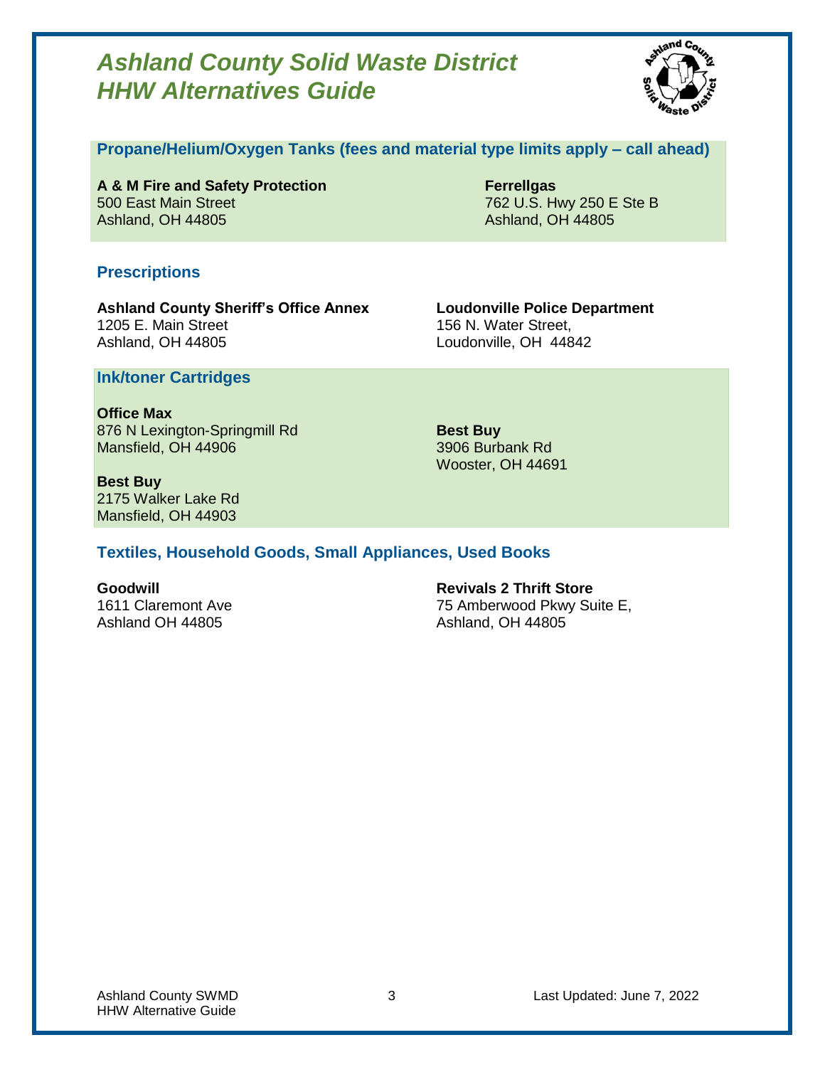# *Ashland County Solid Waste District*
# *HHW Alternatives Guide*

### Propane/Helium/Oxygen Tanks (fees and material type limits apply – call ahead)

**A & M Fire and Safety Protection**
500 East Main Street
Ashland, OH 44805

**Ferrellgas**
762 U.S. Hwy 250 E Ste B
Ashland, OH 44805

### Prescriptions

**Ashland County Sheriff's Office Annex**
1205 E. Main Street
Ashland, OH 44805

**Loudonville Police Department**
156 N. Water Street,
Loudonville, OH 44842

### Ink/toner Cartridges

**Office Max**
876 N Lexington-Springmill Rd
Mansfield, OH 44906

**Best Buy**
2175 Walker Lake Rd
Mansfield, OH 44903

**Best Buy**
3906 Burbank Rd
Wooster, OH 44691

### Textiles, Household Goods, Small Appliances, Used Books

**Goodwill**
1611 Claremont Ave
Ashland OH 44805

**Revivals 2 Thrift Store**
75 Amberwood Pkwy Suite E,
Ashland, OH 44805

Ashland County SWMD
HHW Alternative Guide

Last Updated: June 7, 2022